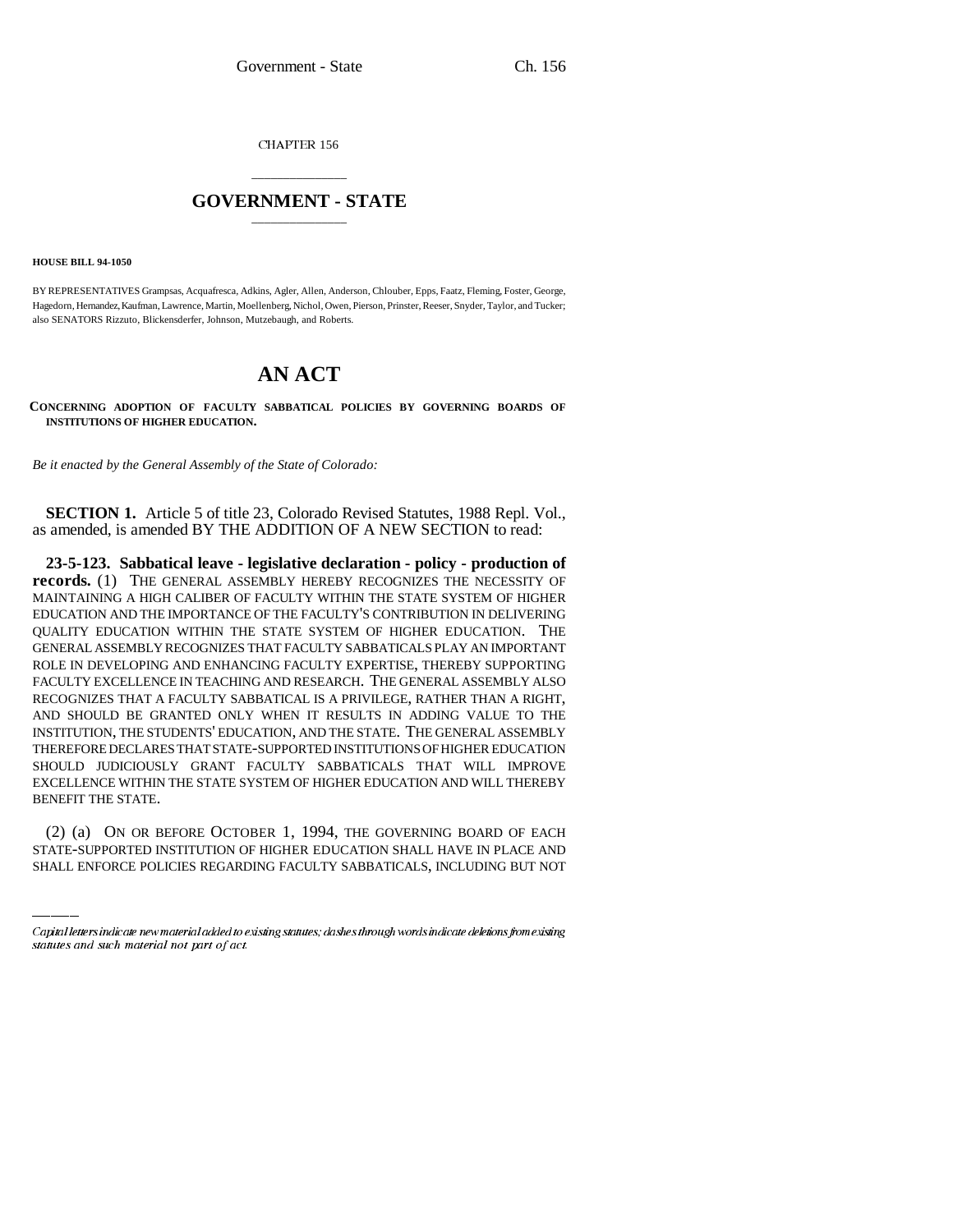CHAPTER 156

# GOVERNMENT - STATE

**HOUSE BILL 94-1050**

BY REPRESENTATIVES Grampsas, Acquafresca, Adkins, Agler, Allen, Anderson, Chlouber, Epps, Faatz, Fleming, Foster, George, Hagedorn, Hernandez, Kaufman, Lawrence, Martin, Moellenberg, Nichol, Owen, Pierson, Prinster, Reeser, Snyder, Taylor, and Tucker; also SENATORS Rizzuto, Blickensderfer, Johnson, Mutzebaugh, and Roberts.

# AN ACT

**CONCERNING ADOPTION OF FACULTY SABBATICAL POLICIES BY GOVERNING BOARDS OF INSTITUTIONS OF HIGHER EDUCATION.**

*Be it enacted by the General Assembly of the State of Colorado:*

**SECTION 1.** Article 5 of title 23, Colorado Revised Statutes, 1988 Repl. Vol., as amended, is amended BY THE ADDITION OF A NEW SECTION to read:

**23-5-123. Sabbatical leave - legislative declaration - policy - production of records.** (1) THE GENERAL ASSEMBLY HEREBY RECOGNIZES THE NECESSITY OF MAINTAINING A HIGH CALIBER OF FACULTY WITHIN THE STATE SYSTEM OF HIGHER EDUCATION AND THE IMPORTANCE OF THE FACULTY'S CONTRIBUTION IN DELIVERING QUALITY EDUCATION WITHIN THE STATE SYSTEM OF HIGHER EDUCATION. THE GENERAL ASSEMBLY RECOGNIZES THAT FACULTY SABBATICALS PLAY AN IMPORTANT ROLE IN DEVELOPING AND ENHANCING FACULTY EXPERTISE, THEREBY SUPPORTING FACULTY EXCELLENCE IN TEACHING AND RESEARCH. THE GENERAL ASSEMBLY ALSO RECOGNIZES THAT A FACULTY SABBATICAL IS A PRIVILEGE, RATHER THAN A RIGHT, AND SHOULD BE GRANTED ONLY WHEN IT RESULTS IN ADDING VALUE TO THE INSTITUTION, THE STUDENTS' EDUCATION, AND THE STATE. THE GENERAL ASSEMBLY THEREFORE DECLARES THAT STATE-SUPPORTED INSTITUTIONS OF HIGHER EDUCATION SHOULD JUDICIOUSLY GRANT FACULTY SABBATICALS THAT WILL IMPROVE EXCELLENCE WITHIN THE STATE SYSTEM OF HIGHER EDUCATION AND WILL THEREBY BENEFIT THE STATE.

(2) (a) ON OR BEFORE OCTOBER 1, 1994, THE GOVERNING BOARD OF EACH STATE-SUPPORTED INSTITUTION OF HIGHER EDUCATION SHALL HAVE IN PLACE AND SHALL ENFORCE POLICIES REGARDING FACULTY SABBATICALS, INCLUDING BUT NOT

Capital letters indicate new material added to existing statutes; dashes through words indicate deletions from existing statutes and such material not part of act.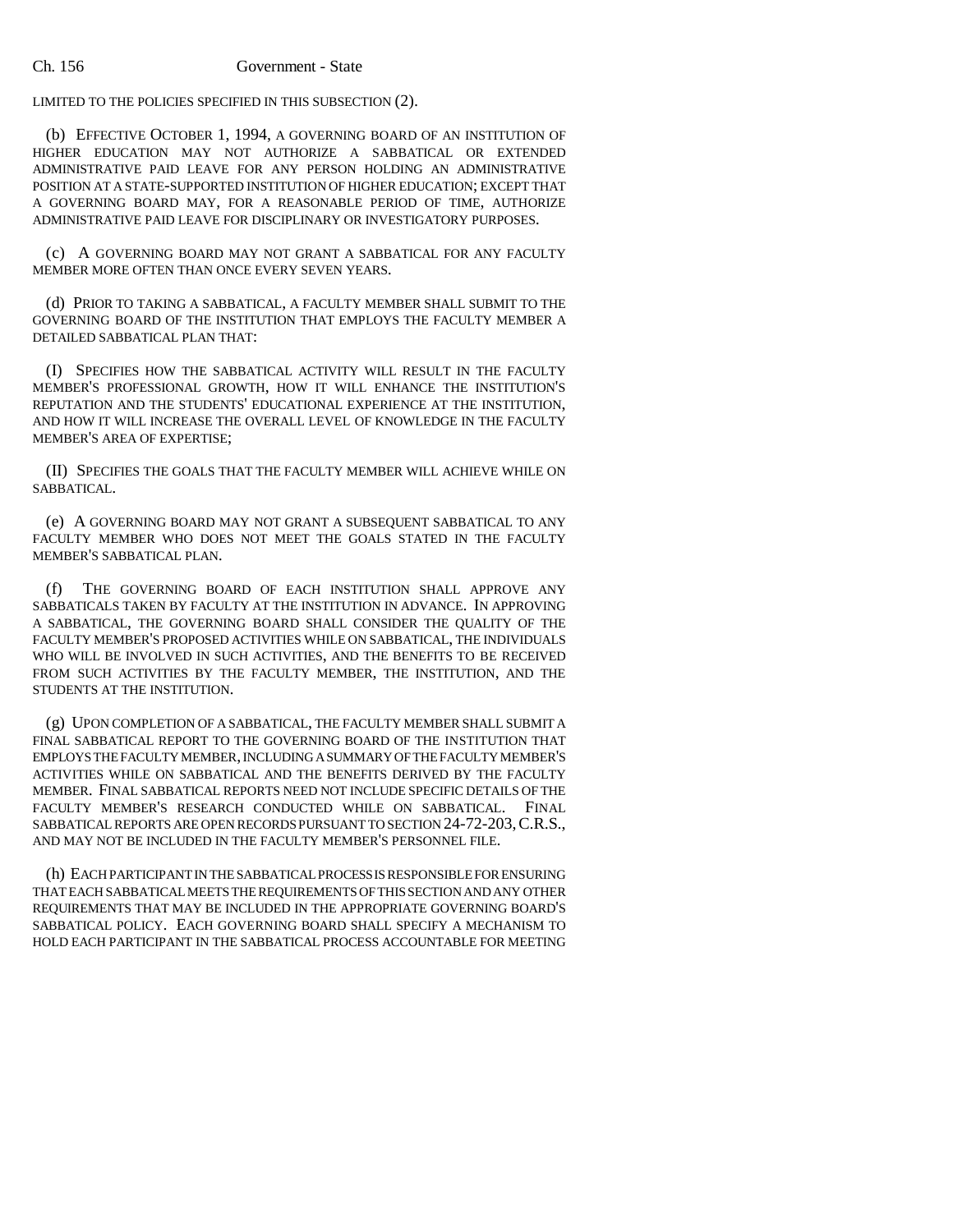LIMITED TO THE POLICIES SPECIFIED IN THIS SUBSECTION (2).

(b) EFFECTIVE OCTOBER 1, 1994, A GOVERNING BOARD OF AN INSTITUTION OF HIGHER EDUCATION MAY NOT AUTHORIZE A SABBATICAL OR EXTENDED ADMINISTRATIVE PAID LEAVE FOR ANY PERSON HOLDING AN ADMINISTRATIVE POSITION AT A STATE-SUPPORTED INSTITUTION OF HIGHER EDUCATION; EXCEPT THAT A GOVERNING BOARD MAY, FOR A REASONABLE PERIOD OF TIME, AUTHORIZE ADMINISTRATIVE PAID LEAVE FOR DISCIPLINARY OR INVESTIGATORY PURPOSES.

(c) A GOVERNING BOARD MAY NOT GRANT A SABBATICAL FOR ANY FACULTY MEMBER MORE OFTEN THAN ONCE EVERY SEVEN YEARS.

(d) PRIOR TO TAKING A SABBATICAL, A FACULTY MEMBER SHALL SUBMIT TO THE GOVERNING BOARD OF THE INSTITUTION THAT EMPLOYS THE FACULTY MEMBER A DETAILED SABBATICAL PLAN THAT:

(I) SPECIFIES HOW THE SABBATICAL ACTIVITY WILL RESULT IN THE FACULTY MEMBER'S PROFESSIONAL GROWTH, HOW IT WILL ENHANCE THE INSTITUTION'S REPUTATION AND THE STUDENTS' EDUCATIONAL EXPERIENCE AT THE INSTITUTION, AND HOW IT WILL INCREASE THE OVERALL LEVEL OF KNOWLEDGE IN THE FACULTY MEMBER'S AREA OF EXPERTISE;

(II) SPECIFIES THE GOALS THAT THE FACULTY MEMBER WILL ACHIEVE WHILE ON SABBATICAL.

(e) A GOVERNING BOARD MAY NOT GRANT A SUBSEQUENT SABBATICAL TO ANY FACULTY MEMBER WHO DOES NOT MEET THE GOALS STATED IN THE FACULTY MEMBER'S SABBATICAL PLAN.

(f) THE GOVERNING BOARD OF EACH INSTITUTION SHALL APPROVE ANY SABBATICALS TAKEN BY FACULTY AT THE INSTITUTION IN ADVANCE. IN APPROVING A SABBATICAL, THE GOVERNING BOARD SHALL CONSIDER THE QUALITY OF THE FACULTY MEMBER'S PROPOSED ACTIVITIES WHILE ON SABBATICAL, THE INDIVIDUALS WHO WILL BE INVOLVED IN SUCH ACTIVITIES, AND THE BENEFITS TO BE RECEIVED FROM SUCH ACTIVITIES BY THE FACULTY MEMBER, THE INSTITUTION, AND THE STUDENTS AT THE INSTITUTION.

(g) UPON COMPLETION OF A SABBATICAL, THE FACULTY MEMBER SHALL SUBMIT A FINAL SABBATICAL REPORT TO THE GOVERNING BOARD OF THE INSTITUTION THAT EMPLOYS THE FACULTY MEMBER, INCLUDING A SUMMARY OF THE FACULTY MEMBER'S ACTIVITIES WHILE ON SABBATICAL AND THE BENEFITS DERIVED BY THE FACULTY MEMBER. FINAL SABBATICAL REPORTS NEED NOT INCLUDE SPECIFIC DETAILS OF THE FACULTY MEMBER'S RESEARCH CONDUCTED WHILE ON SABBATICAL. FINAL SABBATICAL REPORTS ARE OPEN RECORDS PURSUANT TO SECTION 24-72-203, C.R.S., AND MAY NOT BE INCLUDED IN THE FACULTY MEMBER'S PERSONNEL FILE.

(h) EACH PARTICIPANT IN THE SABBATICAL PROCESS IS RESPONSIBLE FOR ENSURING THAT EACH SABBATICAL MEETS THE REQUIREMENTS OF THIS SECTION AND ANY OTHER REQUIREMENTS THAT MAY BE INCLUDED IN THE APPROPRIATE GOVERNING BOARD'S SABBATICAL POLICY. EACH GOVERNING BOARD SHALL SPECIFY A MECHANISM TO HOLD EACH PARTICIPANT IN THE SABBATICAL PROCESS ACCOUNTABLE FOR MEETING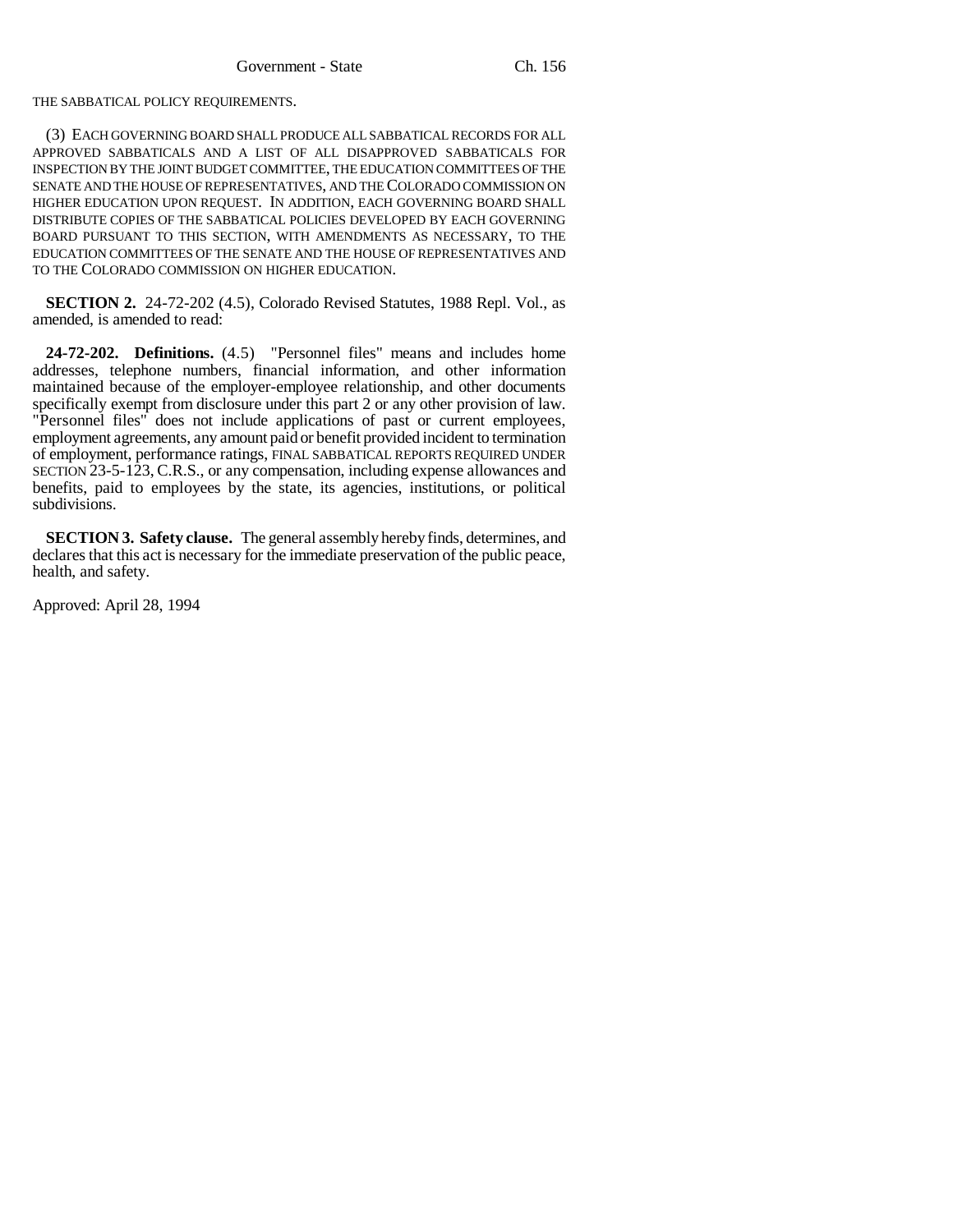THE SABBATICAL POLICY REQUIREMENTS.

(3) EACH GOVERNING BOARD SHALL PRODUCE ALL SABBATICAL RECORDS FOR ALL APPROVED SABBATICALS AND A LIST OF ALL DISAPPROVED SABBATICALS FOR INSPECTION BY THE JOINT BUDGET COMMITTEE, THE EDUCATION COMMITTEES OF THE SENATE AND THE HOUSE OF REPRESENTATIVES, AND THE COLORADO COMMISSION ON HIGHER EDUCATION UPON REQUEST. IN ADDITION, EACH GOVERNING BOARD SHALL DISTRIBUTE COPIES OF THE SABBATICAL POLICIES DEVELOPED BY EACH GOVERNING BOARD PURSUANT TO THIS SECTION, WITH AMENDMENTS AS NECESSARY, TO THE EDUCATION COMMITTEES OF THE SENATE AND THE HOUSE OF REPRESENTATIVES AND TO THE COLORADO COMMISSION ON HIGHER EDUCATION.

**SECTION 2.** 24-72-202 (4.5), Colorado Revised Statutes, 1988 Repl. Vol., as amended, is amended to read:

**24-72-202. Definitions.** (4.5) "Personnel files" means and includes home addresses, telephone numbers, financial information, and other information maintained because of the employer-employee relationship, and other documents specifically exempt from disclosure under this part 2 or any other provision of law. "Personnel files" does not include applications of past or current employees, employment agreements, any amount paid or benefit provided incident to termination of employment, performance ratings, FINAL SABBATICAL REPORTS REQUIRED UNDER SECTION 23-5-123, C.R.S., or any compensation, including expense allowances and benefits, paid to employees by the state, its agencies, institutions, or political subdivisions.

**SECTION 3. Safety clause.** The general assembly hereby finds, determines, and declares that this act is necessary for the immediate preservation of the public peace, health, and safety.

Approved: April 28, 1994